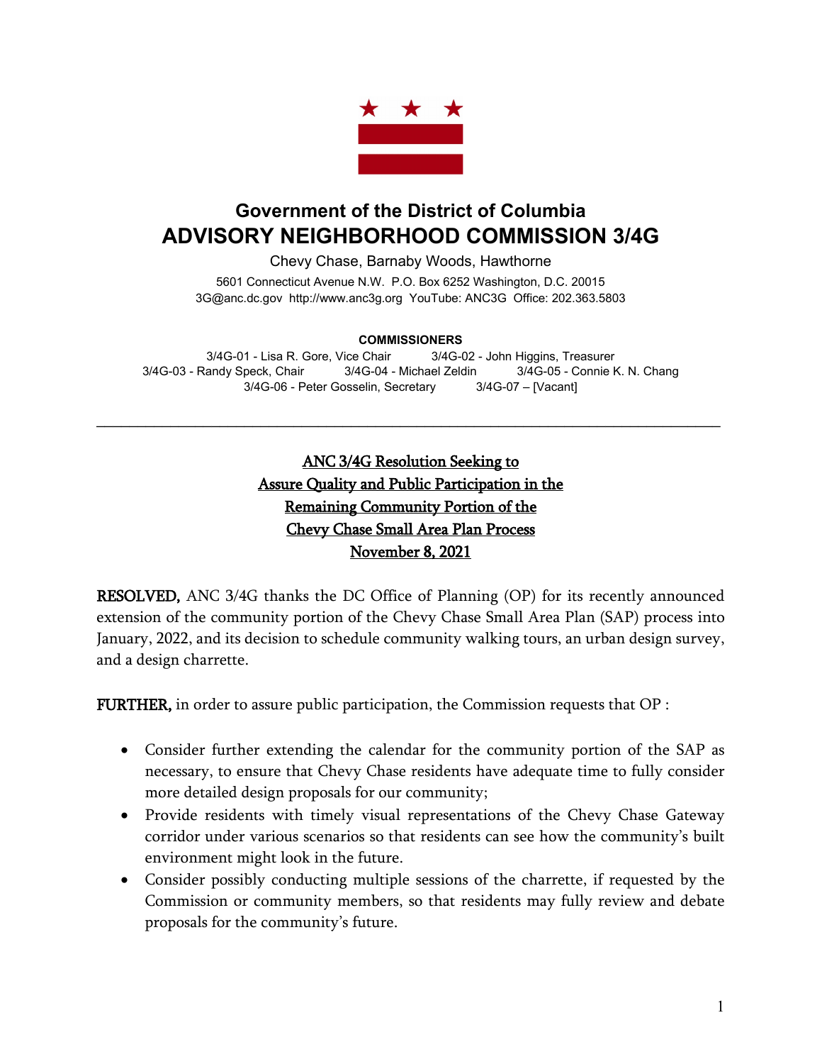## Government of the District of Columbia

# ADVISORY NEIGHBORHOOD COMMISSION 3/4G

Chevy Chase, Barnaby Woods, Hawthorne

5601 Connecticut Avenue N.W. P.O. Box 6252 Washington, D.C. 20015
3G@anc.dc.gov http://www.anc3g.org YouTube: ANC3G Office: 202.363.5803

**COMMISSIONERS**

3/4G-01 - Lisa R. Gore, Vice Chair 3/4G-02 - John Higgins, Treasurer
3/4G-03 - Randy Speck, Chair 3/4G-04 - Michael Zeldin 3/4G-05 - Connie K. N. Chang
3/4G-06 - Peter Gosselin, Secretary 3/4G-07 – [Vacant]

---

**ANC 3/4G Resolution Seeking to Assure Quality and Public Participation in the Remaining Community Portion of the Chevy Chase Small Area Plan Process**
**November 8, 2021**

**RESOLVED,** ANC 3/4G thanks the DC Office of Planning (OP) for its recently announced extension of the community portion of the Chevy Chase Small Area Plan (SAP) process into January, 2022, and its decision to schedule community walking tours, an urban design survey, and a design charrette.

**FURTHER,** in order to assure public participation, the Commission requests that OP :

- Consider further extending the calendar for the community portion of the SAP as necessary, to ensure that Chevy Chase residents have adequate time to fully consider more detailed design proposals for our community;
- Provide residents with timely visual representations of the Chevy Chase Gateway corridor under various scenarios so that residents can see how the community's built environment might look in the future.
- Consider possibly conducting multiple sessions of the charrette, if requested by the Commission or community members, so that residents may fully review and debate proposals for the community's future.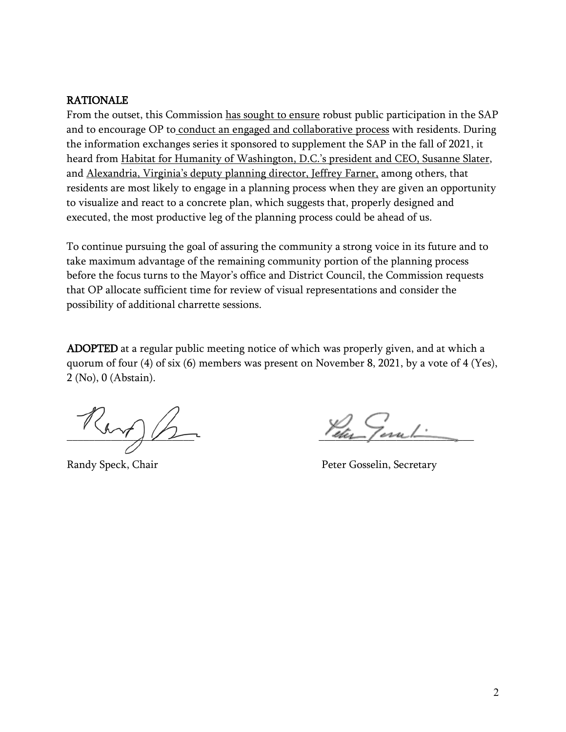## RATIONALE

From the outset, this Commission has sought to ensure robust public participation in the SAP and to encourage OP to conduct an engaged and collaborative process with residents. During the information exchanges series it sponsored to supplement the SAP in the fall of 2021, it heard from Habitat for Humanity of Washington, D.C.'s president and CEO, Susanne Slater, and Alexandria, Virginia's deputy planning director, Jeffrey Farner, among others, that residents are most likely to engage in a planning process when they are given an opportunity to visualize and react to a concrete plan, which suggests that, properly designed and executed, the most productive leg of the planning process could be ahead of us.

To continue pursuing the goal of assuring the community a strong voice in its future and to take maximum advantage of the remaining community portion of the planning process before the focus turns to the Mayor's office and District Council, the Commission requests that OP allocate sufficient time for review of visual representations and consider the possibility of additional charrette sessions.

**ADOPTED** at a regular public meeting notice of which was properly given, and at which a quorum of four (4) of six (6) members was present on November 8, 2021, by a vote of 4 (Yes), 2 (No), 0 (Abstain).

Randy Speck, Chair

Peter Gosselin, Secretary